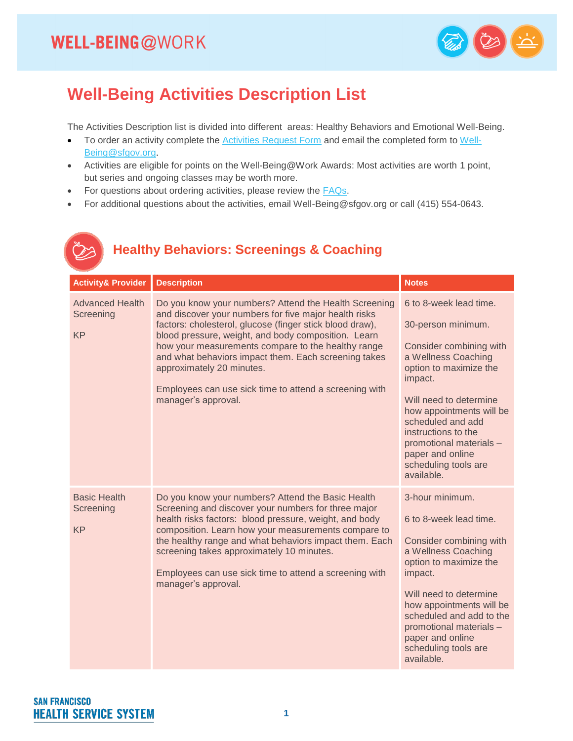# WELL-BEING@WORK

# Well-Being Activities Description List

The Activities Description list is divided into different areas: Healthy Behaviors and Emotional Well-Being.

- To order an activity complete the [Activities Request Form](#) and email the completed form to [Well-Being@sfgov.org](#).
- Activities are eligible for points on the Well-Being@Work Awards: Most activities are worth 1 point, but series and ongoing classes may be worth more.
- For questions about ordering activities, please review the [FAQs](#).
- For additional questions about the activities, email Well-Being@sfgov.org or call (415) 554-0643.

## Healthy Behaviors: Screenings & Coaching

| Activity& Provider | Description | Notes |
|---|---|---|
| Advanced Health Screening<br><br>KP | Do you know your numbers? Attend the Health Screening and discover your numbers for five major health risks factors: cholesterol, glucose (finger stick blood draw), blood pressure, weight, and body composition. Learn how your measurements compare to the healthy range and what behaviors impact them. Each screening takes approximately 20 minutes.<br><br>Employees can use sick time to attend a screening with manager's approval. | 6 to 8-week lead time.<br><br>30-person minimum.<br><br>Consider combining with a Wellness Coaching option to maximize the impact.<br><br>Will need to determine how appointments will be scheduled and add instructions to the promotional materials – paper and online scheduling tools are available. |
| Basic Health Screening<br><br>KP | Do you know your numbers? Attend the Basic Health Screening and discover your numbers for three major health risks factors: blood pressure, weight, and body composition. Learn how your measurements compare to the healthy range and what behaviors impact them. Each screening takes approximately 10 minutes.<br><br>Employees can use sick time to attend a screening with manager's approval. | 3-hour minimum.<br><br>6 to 8-week lead time.<br><br>Consider combining with a Wellness Coaching option to maximize the impact.<br><br>Will need to determine how appointments will be scheduled and add to the promotional materials – paper and online scheduling tools are available. |

SAN FRANCISCO HEALTH SERVICE SYSTEM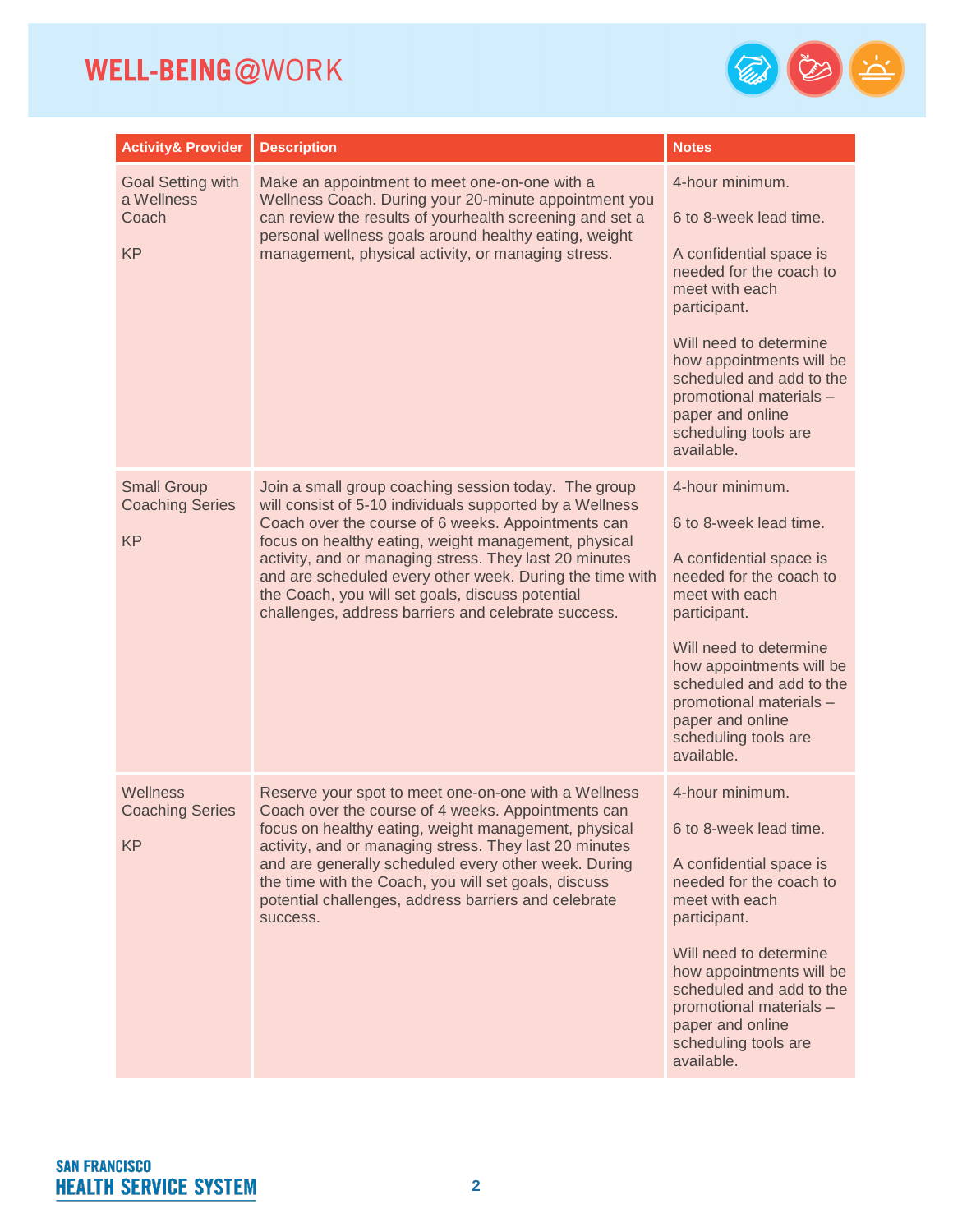| Activity& Provider | Description | Notes |
|---|---|---|
| Goal Setting with a Wellness Coach<br><br>KP | Make an appointment to meet one-on-one with a Wellness Coach. During your 20-minute appointment you can review the results of yourhealth screening and set a personal wellness goals around healthy eating, weight management, physical activity, or managing stress. | 4-hour minimum.<br><br>6 to 8-week lead time.<br><br>A confidential space is needed for the coach to meet with each participant.<br><br>Will need to determine how appointments will be scheduled and add to the promotional materials – paper and online scheduling tools are available. |
| Small Group Coaching Series<br><br>KP | Join a small group coaching session today. The group will consist of 5-10 individuals supported by a Wellness Coach over the course of 6 weeks. Appointments can focus on healthy eating, weight management, physical activity, and or managing stress. They last 20 minutes and are scheduled every other week. During the time with the Coach, you will set goals, discuss potential challenges, address barriers and celebrate success. | 4-hour minimum.<br><br>6 to 8-week lead time.<br><br>A confidential space is needed for the coach to meet with each participant.<br><br>Will need to determine how appointments will be scheduled and add to the promotional materials – paper and online scheduling tools are available. |
| Wellness Coaching Series<br><br>KP | Reserve your spot to meet one-on-one with a Wellness Coach over the course of 4 weeks. Appointments can focus on healthy eating, weight management, physical activity, and or managing stress. They last 20 minutes and are generally scheduled every other week. During the time with the Coach, you will set goals, discuss potential challenges, address barriers and celebrate success. | 4-hour minimum.<br><br>6 to 8-week lead time.<br><br>A confidential space is needed for the coach to meet with each participant.<br><br>Will need to determine how appointments will be scheduled and add to the promotional materials – paper and online scheduling tools are available. |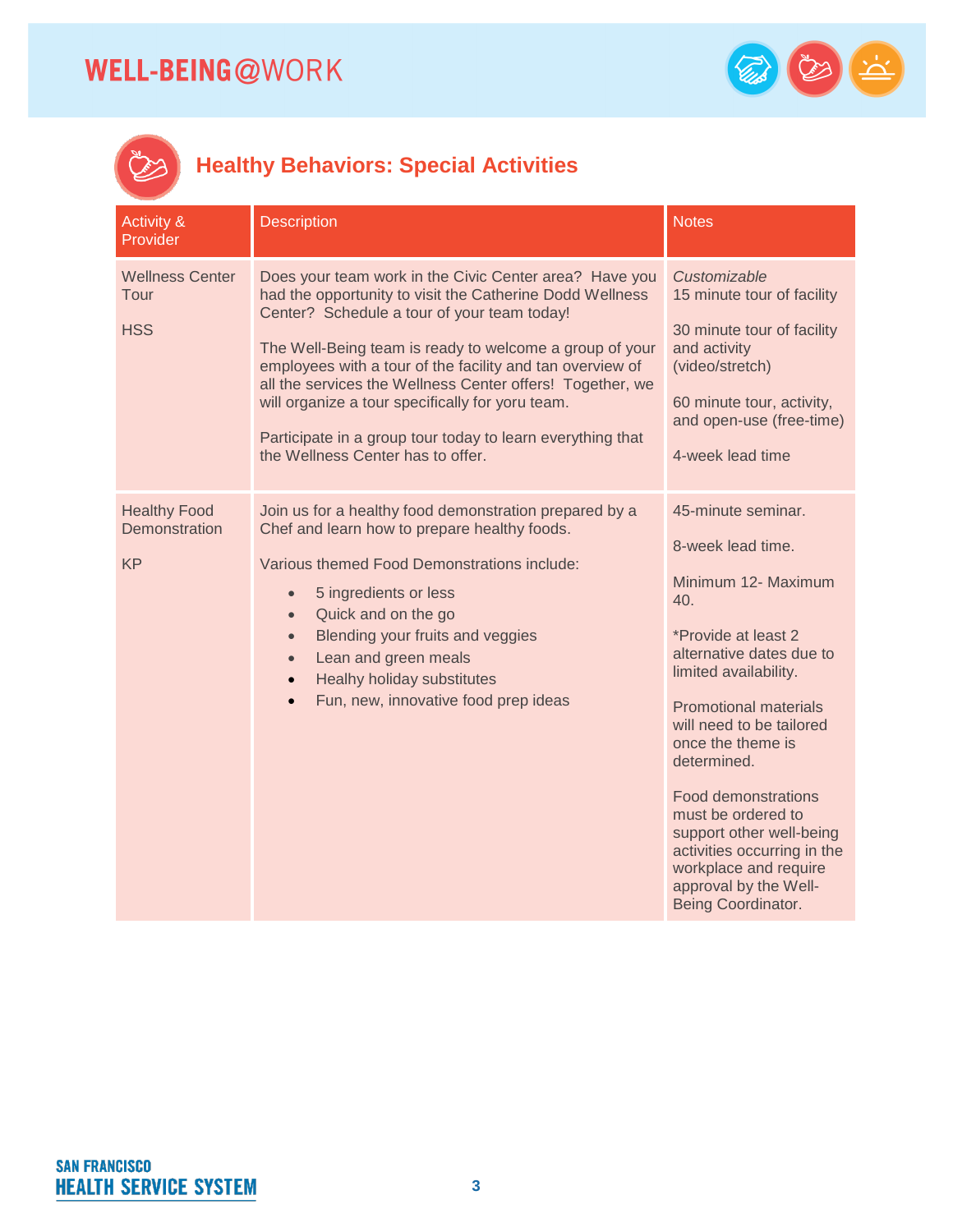## Healthy Behaviors: Special Activities

| Activity & Provider | Description | Notes |
|---|---|---|
| Wellness Center Tour<br><br>HSS | Does your team work in the Civic Center area? Have you had the opportunity to visit the Catherine Dodd Wellness Center? Schedule a tour of your team today!<br><br>The Well-Being team is ready to welcome a group of your employees with a tour of the facility and tan overview of all the services the Wellness Center offers! Together, we will organize a tour specifically for yoru team.<br><br>Participate in a group tour today to learn everything that the Wellness Center has to offer. | *Customizable*<br>15 minute tour of facility<br><br>30 minute tour of facility and activity (video/stretch)<br><br>60 minute tour, activity, and open-use (free-time)<br><br>4-week lead time |
| Healthy Food Demonstration<br><br>KP | Join us for a healthy food demonstration prepared by a Chef and learn how to prepare healthy foods.<br><br>Various themed Food Demonstrations include:<br>• 5 ingredients or less<br>• Quick and on the go<br>• Blending your fruits and veggies<br>• Lean and green meals<br>• Healhy holiday substitutes<br>• Fun, new, innovative food prep ideas | 45-minute seminar.<br><br>8-week lead time.<br><br>Minimum 12- Maximum 40.<br><br>*Provide at least 2 alternative dates due to limited availability.<br><br>Promotional materials will need to be tailored once the theme is determined.<br><br>Food demonstrations must be ordered to support other well-being activities occurring in the workplace and require approval by the Well-Being Coordinator. |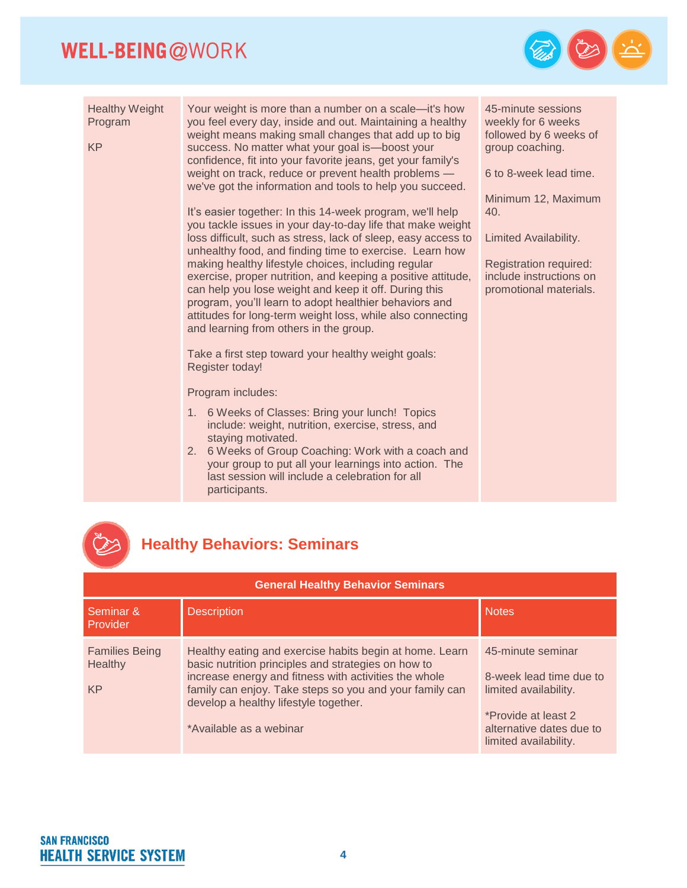| Healthy Weight Program<br><br>KP | Your weight is more than a number on a scale—it's how you feel every day, inside and out. Maintaining a healthy weight means making small changes that add up to big success. No matter what your goal is—boost your confidence, fit into your favorite jeans, get your family's weight on track, reduce or prevent health problems — we've got the information and tools to help you succeed.<br><br>It's easier together: In this 14-week program, we'll help you tackle issues in your day-to-day life that make weight loss difficult, such as stress, lack of sleep, easy access to unhealthy food, and finding time to exercise. Learn how making healthy lifestyle choices, including regular exercise, proper nutrition, and keeping a positive attitude, can help you lose weight and keep it off. During this program, you'll learn to adopt healthier behaviors and attitudes for long-term weight loss, while also connecting and learning from others in the group.<br><br>Take a first step toward your healthy weight goals: Register today!<br><br>Program includes:<br>1. 6 Weeks of Classes: Bring your lunch! Topics include: weight, nutrition, exercise, stress, and staying motivated.<br>2. 6 Weeks of Group Coaching: Work with a coach and your group to put all your learnings into action. The last session will include a celebration for all participants. | 45-minute sessions weekly for 6 weeks followed by 6 weeks of group coaching.<br><br>6 to 8-week lead time.<br><br>Minimum 12, Maximum 40.<br><br>Limited Availability.<br><br>Registration required: include instructions on promotional materials. |
|---|---|---|

## Healthy Behaviors: Seminars

| General Healthy Behavior Seminars | | |
|---|---|---|
| Seminar & Provider | Description | Notes |
| Families Being Healthy<br><br>KP | Healthy eating and exercise habits begin at home. Learn basic nutrition principles and strategies on how to increase energy and fitness with activities the whole family can enjoy. Take steps so you and your family can develop a healthy lifestyle together.<br><br>*Available as a webinar | 45-minute seminar<br><br>8-week lead time due to limited availability.<br><br>*Provide at least 2 alternative dates due to limited availability. |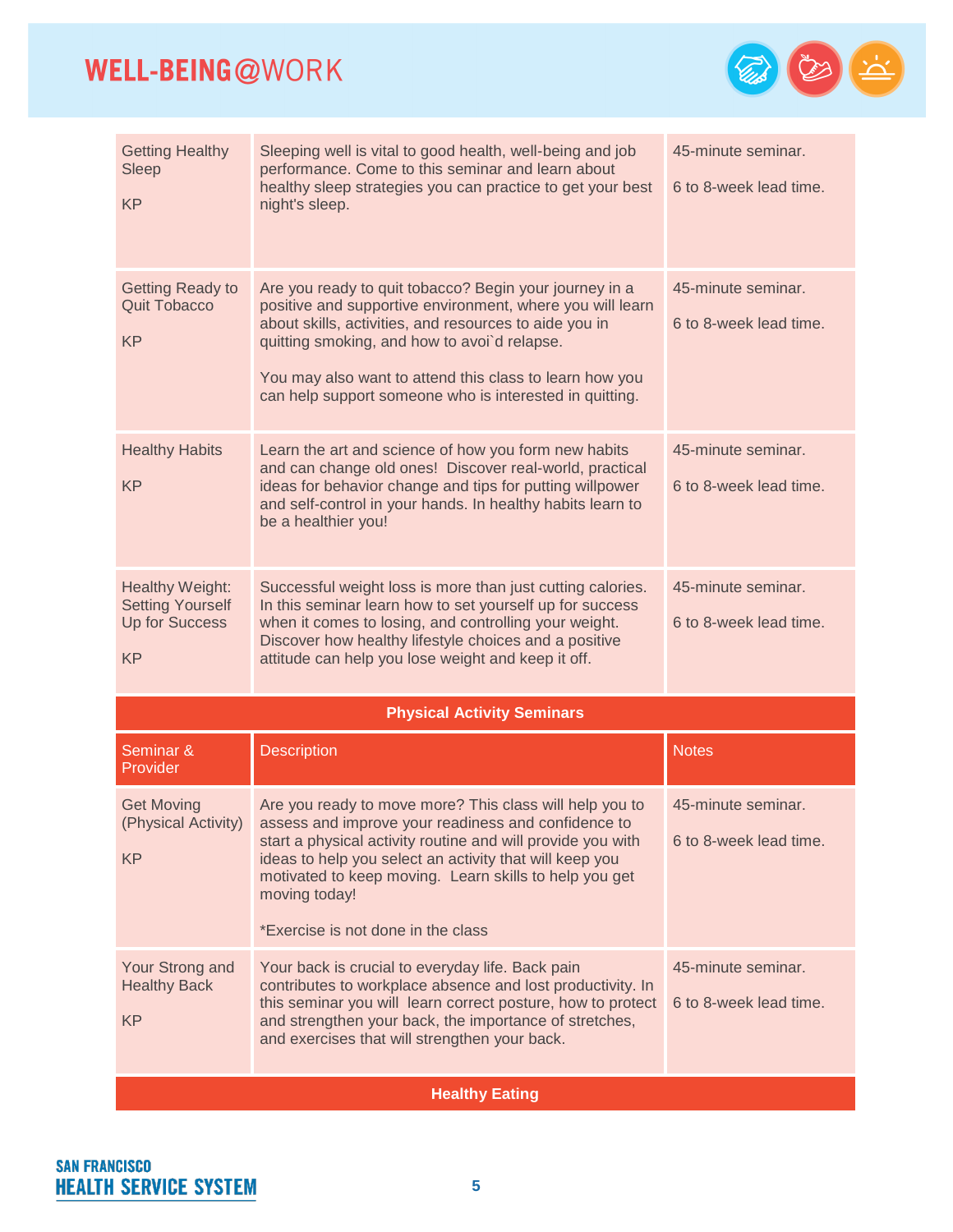| Seminar & Provider | Description | Notes |
| --- | --- | --- |
| Getting Healthy Sleep<br><br>KP | Sleeping well is vital to good health, well-being and job performance. Come to this seminar and learn about healthy sleep strategies you can practice to get your best night's sleep. | 45-minute seminar.<br><br>6 to 8-week lead time. |
| Getting Ready to Quit Tobacco<br><br>KP | Are you ready to quit tobacco? Begin your journey in a positive and supportive environment, where you will learn about skills, activities, and resources to aide you in quitting smoking, and how to avoi`d relapse.<br><br>You may also want to attend this class to learn how you can help support someone who is interested in quitting. | 45-minute seminar.<br><br>6 to 8-week lead time. |
| Healthy Habits<br><br>KP | Learn the art and science of how you form new habits and can change old ones! Discover real-world, practical ideas for behavior change and tips for putting willpower and self-control in your hands. In healthy habits learn to be a healthier you! | 45-minute seminar.<br><br>6 to 8-week lead time. |
| Healthy Weight: Setting Yourself Up for Success<br><br>KP | Successful weight loss is more than just cutting calories. In this seminar learn how to set yourself up for success when it comes to losing, and controlling your weight. Discover how healthy lifestyle choices and a positive attitude can help you lose weight and keep it off. | 45-minute seminar.<br><br>6 to 8-week lead time. |

## Physical Activity Seminars

| Seminar & Provider | Description | Notes |
| --- | --- | --- |
| Get Moving (Physical Activity)<br><br>KP | Are you ready to move more? This class will help you to assess and improve your readiness and confidence to start a physical activity routine and will provide you with ideas to help you select an activity that will keep you motivated to keep moving. Learn skills to help you get moving today!<br><br>*Exercise is not done in the class | 45-minute seminar.<br><br>6 to 8-week lead time. |
| Your Strong and Healthy Back<br><br>KP | Your back is crucial to everyday life. Back pain contributes to workplace absence and lost productivity. In this seminar you will learn correct posture, how to protect and strengthen your back, the importance of stretches, and exercises that will strengthen your back. | 45-minute seminar.<br><br>6 to 8-week lead time. |

## Healthy Eating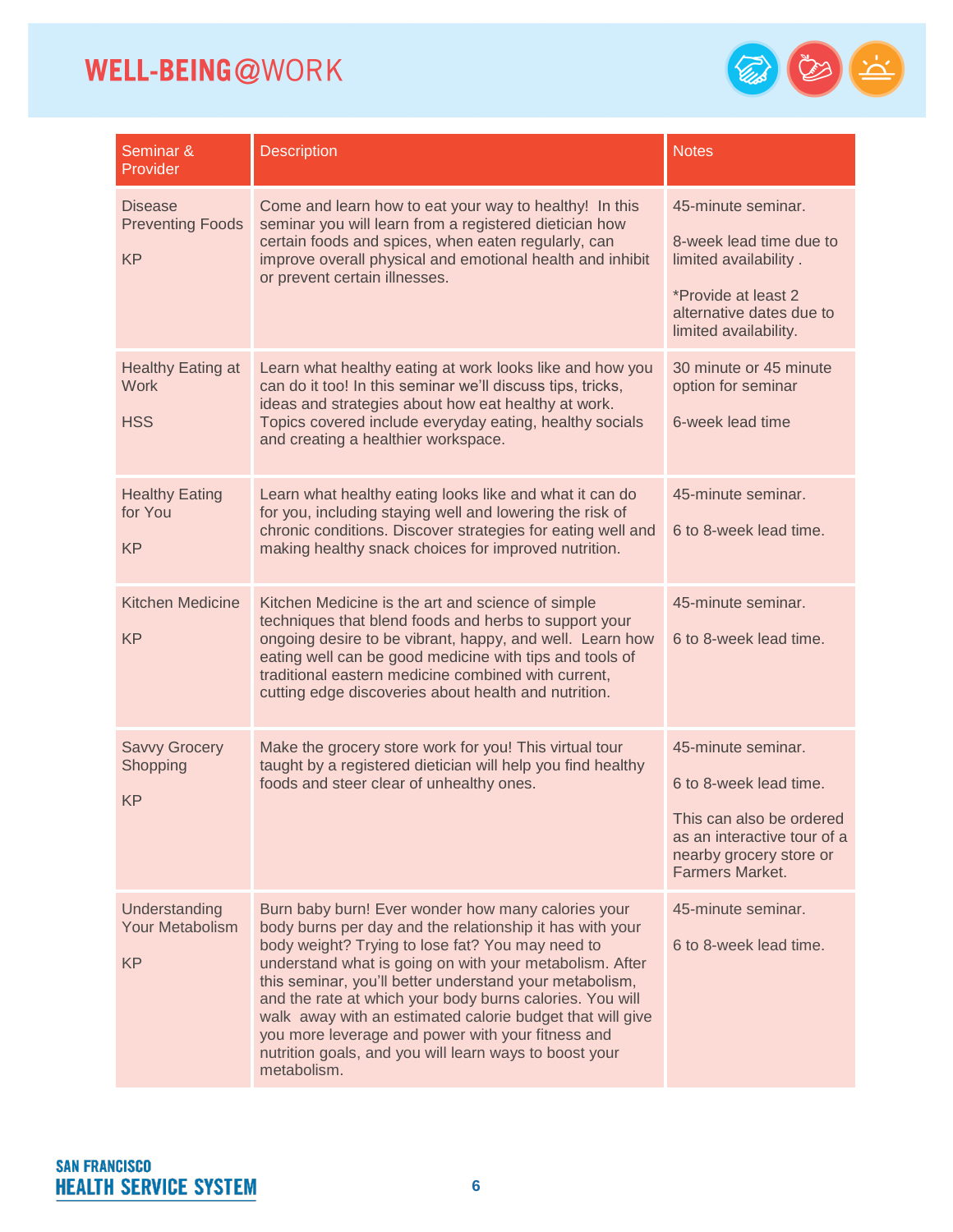| Seminar & Provider | Description | Notes |
|---|---|---|
| Disease Preventing Foods<br><br>KP | Come and learn how to eat your way to healthy!  In this seminar you will learn from a registered dietician how certain foods and spices, when eaten regularly, can improve overall physical and emotional health and inhibit or prevent certain illnesses. | 45-minute seminar.<br><br>8-week lead time due to limited availability .<br><br>*Provide at least 2 alternative dates due to limited availability. |
| Healthy Eating at Work<br><br>HSS | Learn what healthy eating at work looks like and how you can do it too! In this seminar we'll discuss tips, tricks, ideas and strategies about how eat healthy at work. Topics covered include everyday eating, healthy socials and creating a healthier workspace. | 30 minute or 45 minute option for seminar<br><br>6-week lead time |
| Healthy Eating for You<br><br>KP | Learn what healthy eating looks like and what it can do for you, including staying well and lowering the risk of chronic conditions. Discover strategies for eating well and making healthy snack choices for improved nutrition. | 45-minute seminar.<br><br>6 to 8-week lead time. |
| Kitchen Medicine<br><br>KP | Kitchen Medicine is the art and science of simple techniques that blend foods and herbs to support your ongoing desire to be vibrant, happy, and well.  Learn how eating well can be good medicine with tips and tools of traditional eastern medicine combined with current, cutting edge discoveries about health and nutrition. | 45-minute seminar.<br><br>6 to 8-week lead time. |
| Savvy Grocery Shopping<br><br>KP | Make the grocery store work for you! This virtual tour taught by a registered dietician will help you find healthy foods and steer clear of unhealthy ones. | 45-minute seminar.<br><br>6 to 8-week lead time.<br><br>This can also be ordered as an interactive tour of a nearby grocery store or Farmers Market. |
| Understanding Your Metabolism<br><br>KP | Burn baby burn! Ever wonder how many calories your body burns per day and the relationship it has with your body weight? Trying to lose fat? You may need to understand what is going on with your metabolism. After this seminar, you'll better understand your metabolism, and the rate at which your body burns calories. You will walk  away with an estimated calorie budget that will give you more leverage and power with your fitness and nutrition goals, and you will learn ways to boost your metabolism. | 45-minute seminar.<br><br>6 to 8-week lead time. |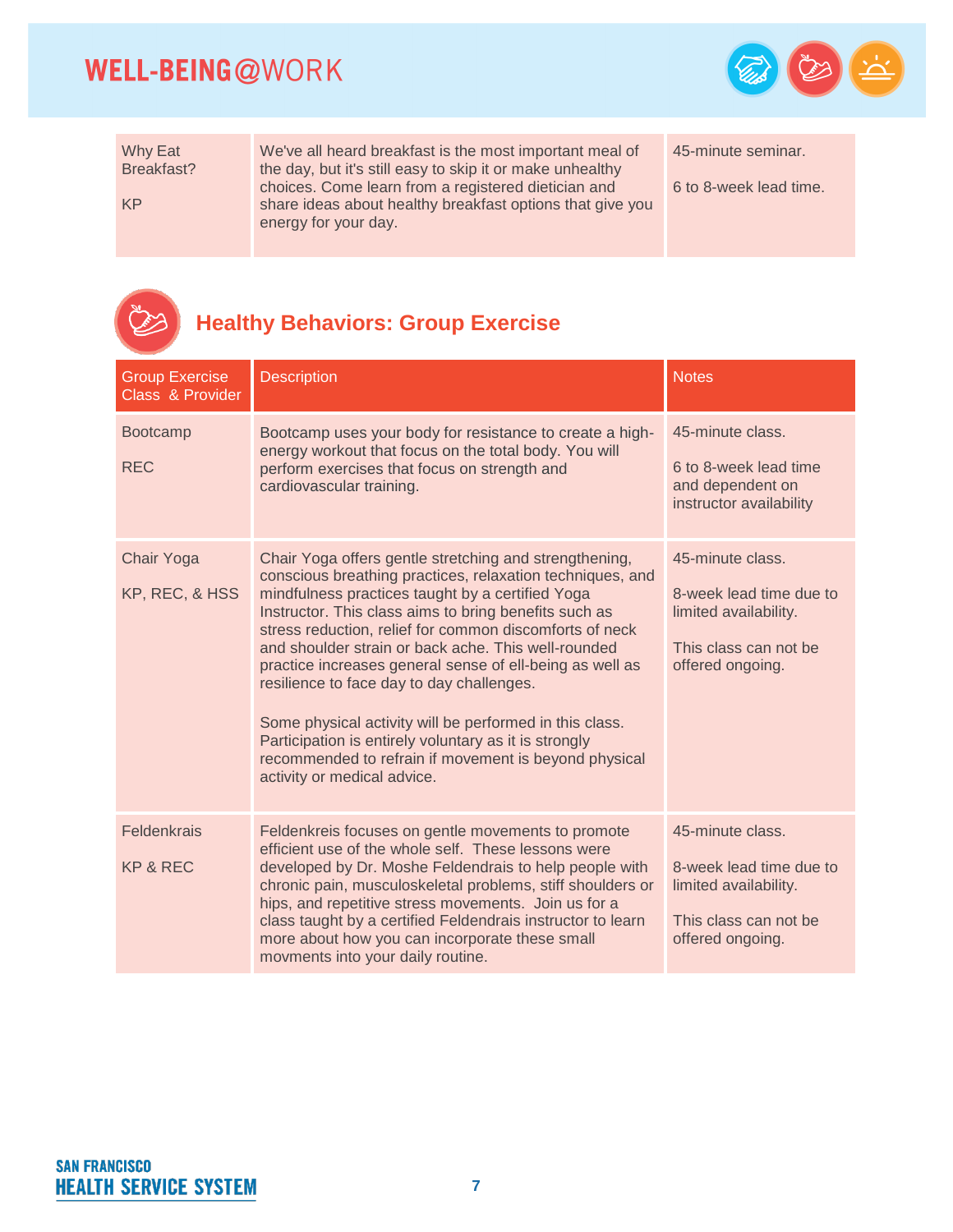| | | |
|---|---|---|
| Why Eat Breakfast?<br><br>KP | We've all heard breakfast is the most important meal of the day, but it's still easy to skip it or make unhealthy choices. Come learn from a registered dietician and share ideas about healthy breakfast options that give you energy for your day. | 45-minute seminar.<br><br>6 to 8-week lead time. |

## Healthy Behaviors: Group Exercise

| Group Exercise Class & Provider | Description | Notes |
|---|---|---|
| Bootcamp<br><br>REC | Bootcamp uses your body for resistance to create a high-energy workout that focus on the total body. You will perform exercises that focus on strength and cardiovascular training. | 45-minute class.<br><br>6 to 8-week lead time and dependent on instructor availability |
| Chair Yoga<br><br>KP, REC, & HSS | Chair Yoga offers gentle stretching and strengthening, conscious breathing practices, relaxation techniques, and mindfulness practices taught by a certified Yoga Instructor. This class aims to bring benefits such as stress reduction, relief for common discomforts of neck and shoulder strain or back ache. This well-rounded practice increases general sense of ell-being as well as resilience to face day to day challenges.<br><br>Some physical activity will be performed in this class. Participation is entirely voluntary as it is strongly recommended to refrain if movement is beyond physical activity or medical advice. | 45-minute class.<br><br>8-week lead time due to limited availability.<br><br>This class can not be offered ongoing. |
| Feldenkrais<br><br>KP & REC | Feldenkreis focuses on gentle movements to promote efficient use of the whole self. These lessons were developed by Dr. Moshe Feldendrais to help people with chronic pain, musculoskeletal problems, stiff shoulders or hips, and repetitive stress movements. Join us for a class taught by a certified Feldendrais instructor to learn more about how you can incorporate these small movments into your daily routine. | 45-minute class.<br><br>8-week lead time due to limited availability.<br><br>This class can not be offered ongoing. |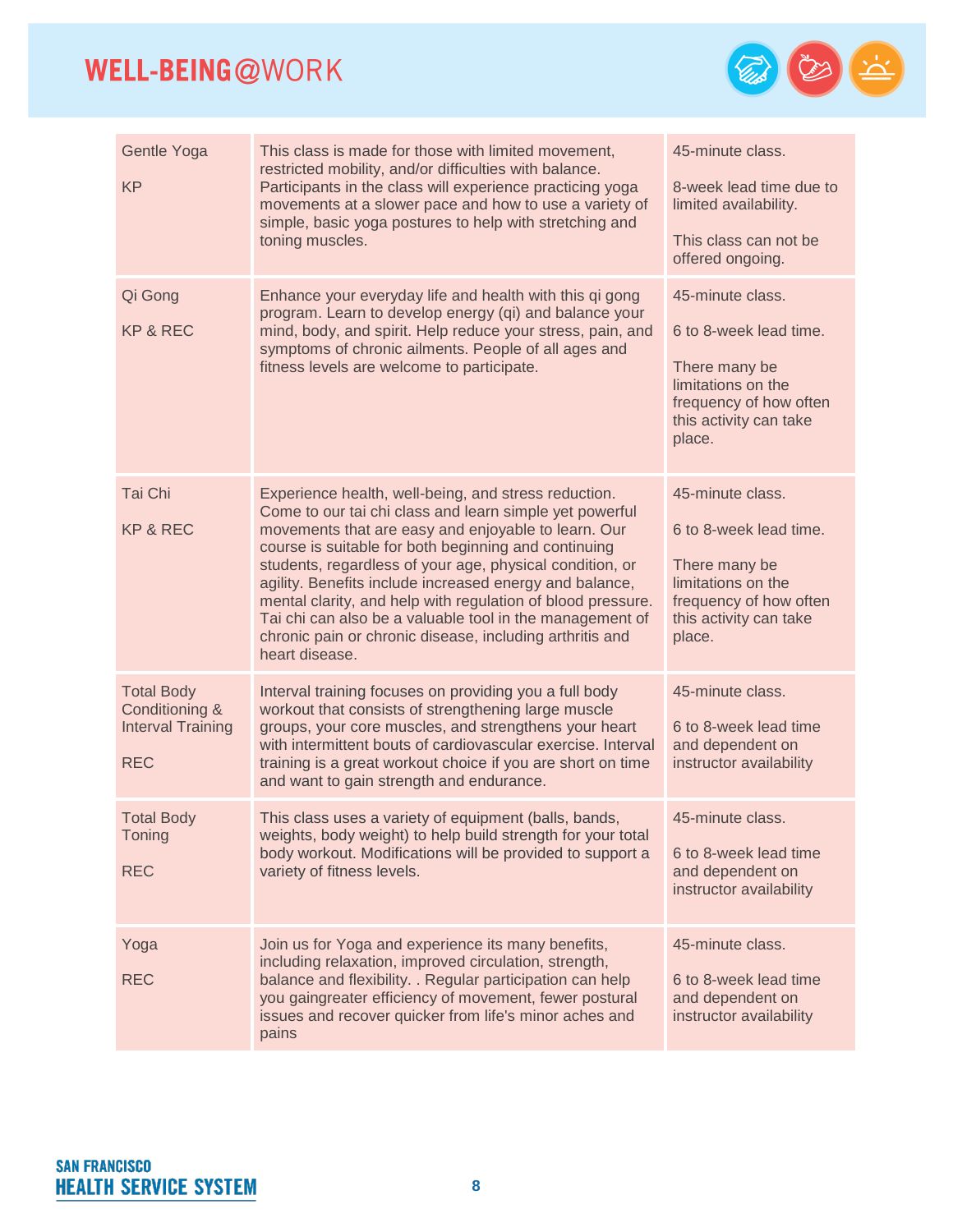| Gentle Yoga<br><br>KP | This class is made for those with limited movement, restricted mobility, and/or difficulties with balance. Participants in the class will experience practicing yoga movements at a slower pace and how to use a variety of simple, basic yoga postures to help with stretching and toning muscles. | 45-minute class.<br><br>8-week lead time due to limited availability.<br><br>This class can not be offered ongoing. |
|---|---|---|
| Qi Gong<br><br>KP & REC | Enhance your everyday life and health with this qi gong program. Learn to develop energy (qi) and balance your mind, body, and spirit. Help reduce your stress, pain, and symptoms of chronic ailments. People of all ages and fitness levels are welcome to participate. | 45-minute class.<br><br>6 to 8-week lead time.<br><br>There many be limitations on the frequency of how often this activity can take place. |
| Tai Chi<br><br>KP & REC | Experience health, well-being, and stress reduction. Come to our tai chi class and learn simple yet powerful movements that are easy and enjoyable to learn. Our course is suitable for both beginning and continuing students, regardless of your age, physical condition, or agility. Benefits include increased energy and balance, mental clarity, and help with regulation of blood pressure. Tai chi can also be a valuable tool in the management of chronic pain or chronic disease, including arthritis and heart disease. | 45-minute class.<br><br>6 to 8-week lead time.<br><br>There many be limitations on the frequency of how often this activity can take place. |
| Total Body Conditioning & Interval Training<br><br>REC | Interval training focuses on providing you a full body workout that consists of strengthening large muscle groups, your core muscles, and strengthens your heart with intermittent bouts of cardiovascular exercise. Interval training is a great workout choice if you are short on time and want to gain strength and endurance. | 45-minute class.<br><br>6 to 8-week lead time and dependent on instructor availability |
| Total Body Toning<br><br>REC | This class uses a variety of equipment (balls, bands, weights, body weight) to help build strength for your total body workout. Modifications will be provided to support a variety of fitness levels. | 45-minute class.<br><br>6 to 8-week lead time and dependent on instructor availability |
| Yoga<br><br>REC | Join us for Yoga and experience its many benefits, including relaxation, improved circulation, strength, balance and flexibility. . Regular participation can help you gaingreater efficiency of movement, fewer postural issues and recover quicker from life's minor aches and pains | 45-minute class.<br><br>6 to 8-week lead time and dependent on instructor availability |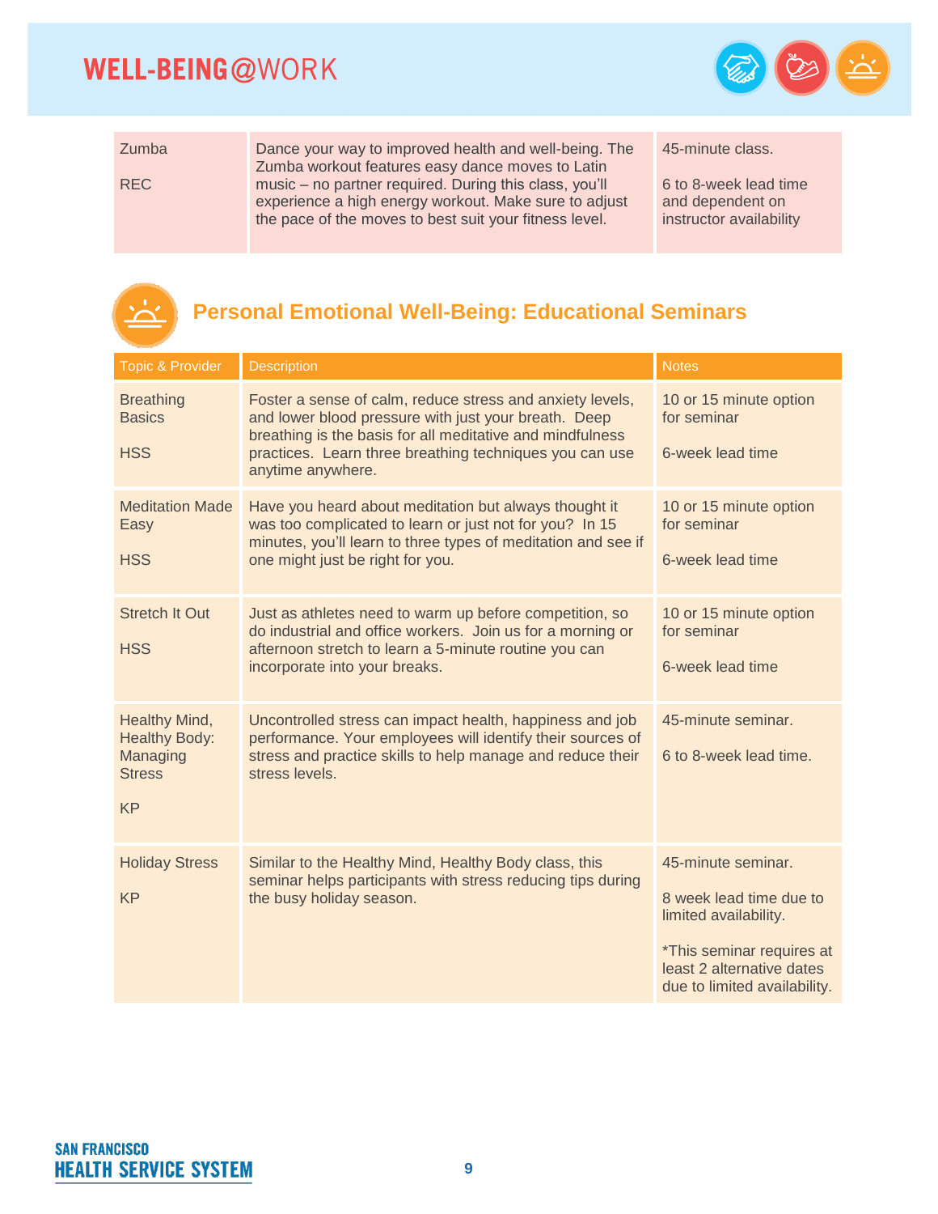| Zumba<br><br>REC | Dance your way to improved health and well-being. The Zumba workout features easy dance moves to Latin music – no partner required. During this class, you'll experience a high energy workout. Make sure to adjust the pace of the moves to best suit your fitness level. | 45-minute class.<br><br>6 to 8-week lead time and dependent on instructor availability |
|---|---|---|

## Personal Emotional Well-Being: Educational Seminars

| Topic & Provider | Description | Notes |
|---|---|---|
| Breathing Basics<br><br>HSS | Foster a sense of calm, reduce stress and anxiety levels, and lower blood pressure with just your breath. Deep breathing is the basis for all meditative and mindfulness practices. Learn three breathing techniques you can use anytime anywhere. | 10 or 15 minute option for seminar<br><br>6-week lead time |
| Meditation Made Easy<br><br>HSS | Have you heard about meditation but always thought it was too complicated to learn or just not for you? In 15 minutes, you'll learn to three types of meditation and see if one might just be right for you. | 10 or 15 minute option for seminar<br><br>6-week lead time |
| Stretch It Out<br><br>HSS | Just as athletes need to warm up before competition, so do industrial and office workers. Join us for a morning or afternoon stretch to learn a 5-minute routine you can incorporate into your breaks. | 10 or 15 minute option for seminar<br><br>6-week lead time |
| Healthy Mind, Healthy Body: Managing Stress<br><br>KP | Uncontrolled stress can impact health, happiness and job performance. Your employees will identify their sources of stress and practice skills to help manage and reduce their stress levels. | 45-minute seminar.<br><br>6 to 8-week lead time. |
| Holiday Stress<br><br>KP | Similar to the Healthy Mind, Healthy Body class, this seminar helps participants with stress reducing tips during the busy holiday season. | 45-minute seminar.<br><br>8 week lead time due to limited availability.<br><br>*This seminar requires at least 2 alternative dates due to limited availability. |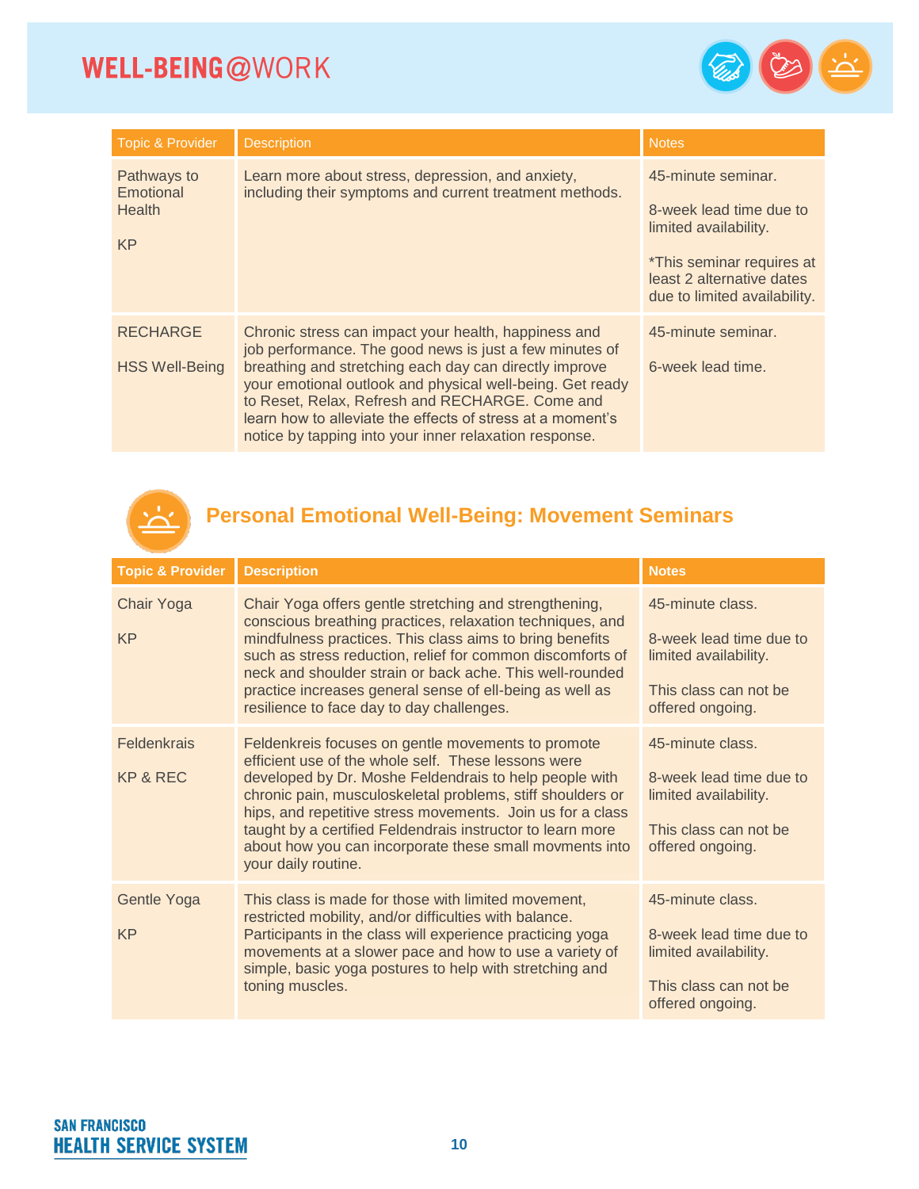| Topic & Provider | Description | Notes |
| --- | --- | --- |
| Pathways to Emotional Health<br><br>KP | Learn more about stress, depression, and anxiety, including their symptoms and current treatment methods. | 45-minute seminar.<br><br>8-week lead time due to limited availability.<br><br>*This seminar requires at least 2 alternative dates due to limited availability. |
| RECHARGE<br><br>HSS Well-Being | Chronic stress can impact your health, happiness and job performance. The good news is just a few minutes of breathing and stretching each day can directly improve your emotional outlook and physical well-being. Get ready to Reset, Relax, Refresh and RECHARGE. Come and learn how to alleviate the effects of stress at a moment's notice by tapping into your inner relaxation response. | 45-minute seminar.<br><br>6-week lead time. |

## Personal Emotional Well-Being: Movement Seminars

| Topic & Provider | Description | Notes |
| --- | --- | --- |
| Chair Yoga<br><br>KP | Chair Yoga offers gentle stretching and strengthening, conscious breathing practices, relaxation techniques, and mindfulness practices. This class aims to bring benefits such as stress reduction, relief for common discomforts of neck and shoulder strain or back ache. This well-rounded practice increases general sense of ell-being as well as resilience to face day to day challenges. | 45-minute class.<br><br>8-week lead time due to limited availability.<br><br>This class can not be offered ongoing. |
| Feldenkrais<br><br>KP & REC | Feldenkreis focuses on gentle movements to promote efficient use of the whole self. These lessons were developed by Dr. Moshe Feldendrais to help people with chronic pain, musculoskeletal problems, stiff shoulders or hips, and repetitive stress movements. Join us for a class taught by a certified Feldendrais instructor to learn more about how you can incorporate these small movments into your daily routine. | 45-minute class.<br><br>8-week lead time due to limited availability.<br><br>This class can not be offered ongoing. |
| Gentle Yoga<br><br>KP | This class is made for those with limited movement, restricted mobility, and/or difficulties with balance. Participants in the class will experience practicing yoga movements at a slower pace and how to use a variety of simple, basic yoga postures to help with stretching and toning muscles. | 45-minute class.<br><br>8-week lead time due to limited availability.<br><br>This class can not be offered ongoing. |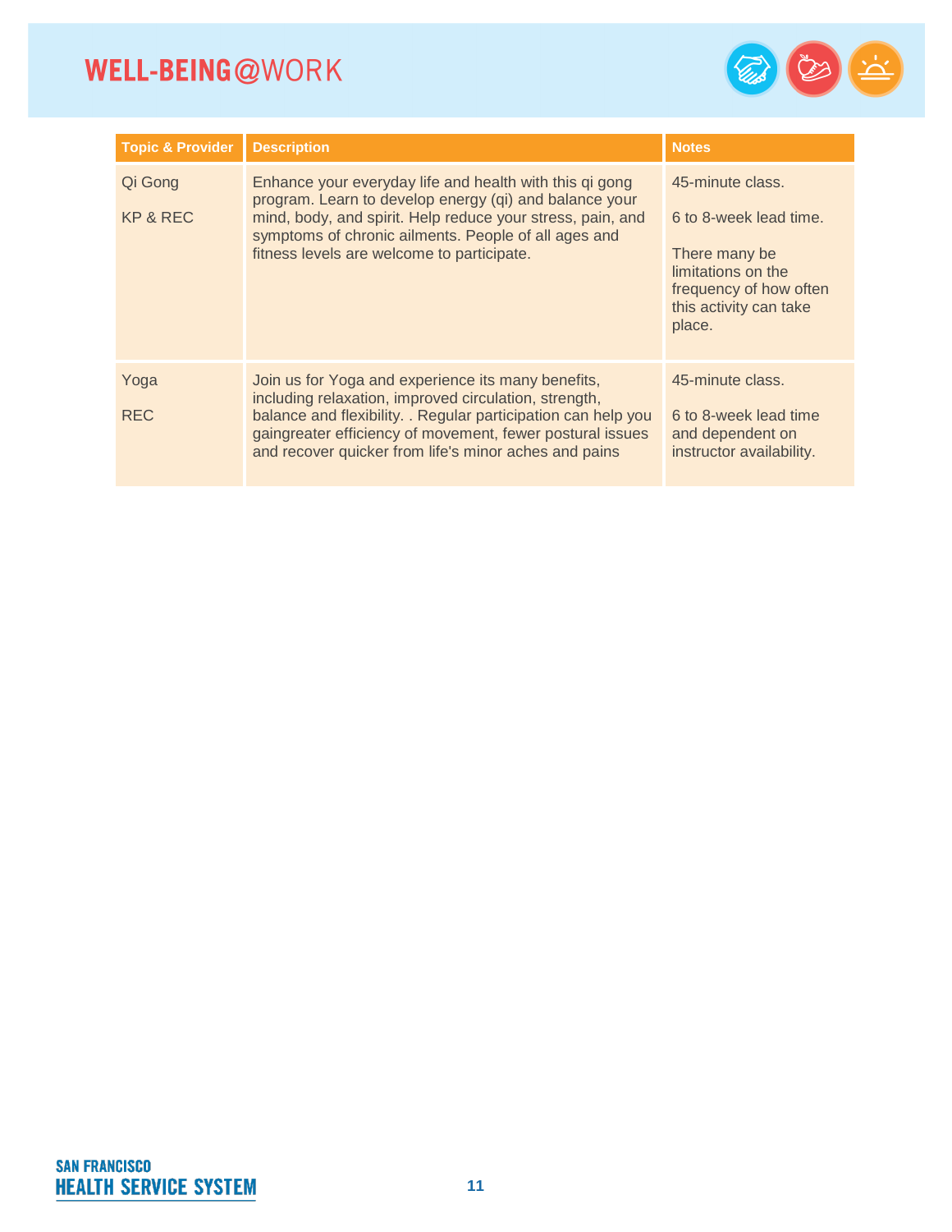| Topic & Provider | Description | Notes |
| --- | --- | --- |
| Qi Gong<br><br>KP & REC | Enhance your everyday life and health with this qi gong program. Learn to develop energy (qi) and balance your mind, body, and spirit. Help reduce your stress, pain, and symptoms of chronic ailments. People of all ages and fitness levels are welcome to participate. | 45-minute class.<br><br>6 to 8-week lead time.<br><br>There many be limitations on the frequency of how often this activity can take place. |
| Yoga<br><br>REC | Join us for Yoga and experience its many benefits, including relaxation, improved circulation, strength, balance and flexibility. . Regular participation can help you gaingreater efficiency of movement, fewer postural issues and recover quicker from life's minor aches and pains | 45-minute class.<br><br>6 to 8-week lead time and dependent on instructor availability. |